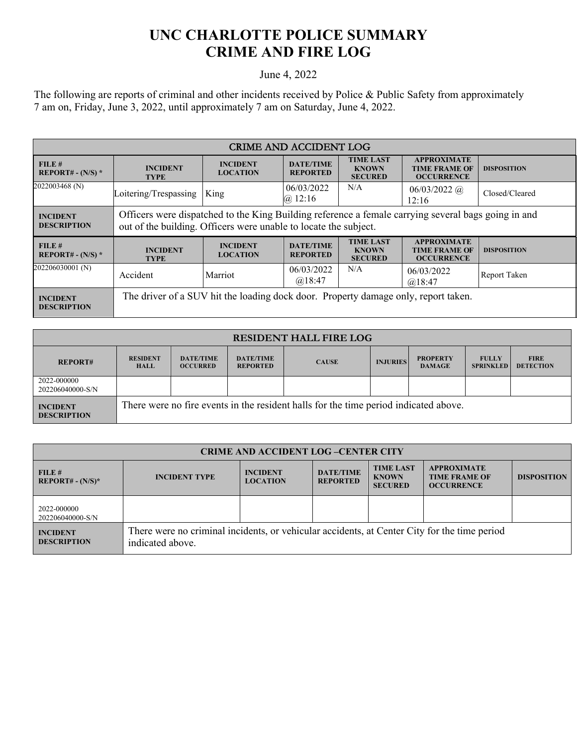# UNC CHARLOTTE POLICE SUMMARY
# CRIME AND FIRE LOG

June 4, 2022

The following are reports of criminal and other incidents received by Police & Public Safety from approximately 7 am on, Friday, June 3, 2022, until approximately 7 am on Saturday, June 4, 2022.

| CRIME AND ACCIDENT LOG | | | | | | |
|---|---|---|---|---|---|---|
| **FILE # REPORT# - (N/S) *** | **INCIDENT TYPE** | **INCIDENT LOCATION** | **DATE/TIME REPORTED** | **TIME LAST KNOWN SECURED** | **APPROXIMATE TIME FRAME OF OCCURRENCE** | **DISPOSITION** |
| 2022003468 (N) | Loitering/Trespassing | King | 06/03/2022 @ 12:16 | N/A | 06/03/2022 @ 12:16 | Closed/Cleared |
| **INCIDENT DESCRIPTION** | Officers were dispatched to the King Building reference a female carrying several bags going in and out of the building. Officers were unable to locate the subject. | | | | | |
| **FILE # REPORT# - (N/S) *** | **INCIDENT TYPE** | **INCIDENT LOCATION** | **DATE/TIME REPORTED** | **TIME LAST KNOWN SECURED** | **APPROXIMATE TIME FRAME OF OCCURRENCE** | **DISPOSITION** |
| 202206030001 (N) | Accident | Marriot | 06/03/2022 @18:47 | N/A | 06/03/2022 @18:47 | Report Taken |
| **INCIDENT DESCRIPTION** | The driver of a SUV hit the loading dock door. Property damage only, report taken. | | | | | |

| RESIDENT HALL FIRE LOG | | | | | | | | |
|---|---|---|---|---|---|---|---|---|
| **REPORT#** | **RESIDENT HALL** | **DATE/TIME OCCURRED** | **DATE/TIME REPORTED** | **CAUSE** | **INJURIES** | **PROPERTY DAMAGE** | **FULLY SPRINKLED** | **FIRE DETECTION** |
| 2022-000000 202206040000-S/N | | | | | | | | |
| **INCIDENT DESCRIPTION** | There were no fire events in the resident halls for the time period indicated above. | | | | | | | |

| CRIME AND ACCIDENT LOG –CENTER CITY | | | | | | |
|---|---|---|---|---|---|---|
| **FILE # REPORT# - (N/S)*** | **INCIDENT TYPE** | **INCIDENT LOCATION** | **DATE/TIME REPORTED** | **TIME LAST KNOWN SECURED** | **APPROXIMATE TIME FRAME OF OCCURRENCE** | **DISPOSITION** |
| 2022-000000 202206040000-S/N | | | | | | |
| **INCIDENT DESCRIPTION** | There were no criminal incidents, or vehicular accidents, at Center City for the time period indicated above. | | | | | |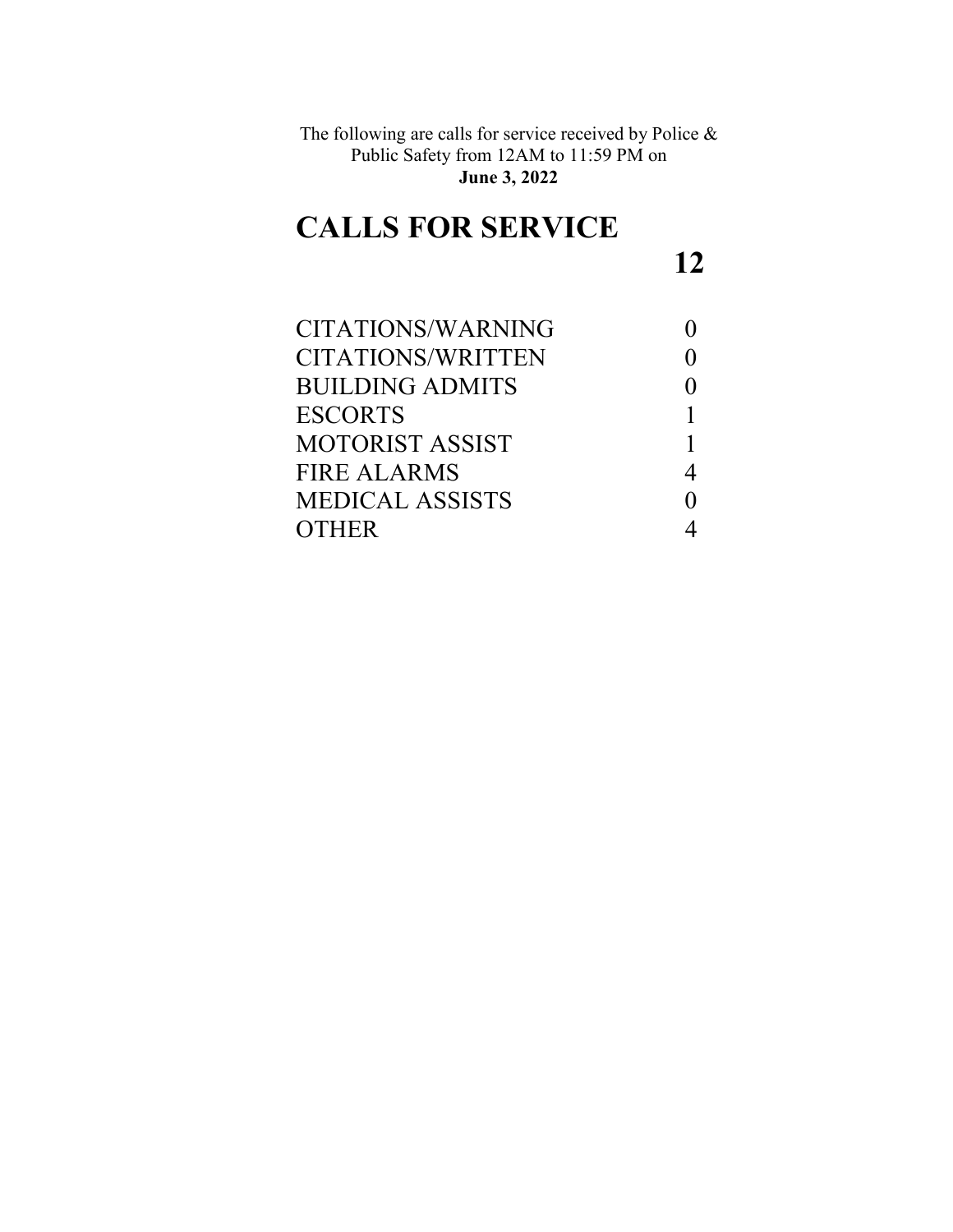The following are calls for service received by Police & Public Safety from 12AM to 11:59 PM on
**June 3, 2022**

# CALLS FOR SERVICE

**12**

| | |
|---|---|
| CITATIONS/WARNING | 0 |
| CITATIONS/WRITTEN | 0 |
| BUILDING ADMITS | 0 |
| ESCORTS | 1 |
| MOTORIST ASSIST | 1 |
| FIRE ALARMS | 4 |
| MEDICAL ASSISTS | 0 |
| OTHER | 4 |